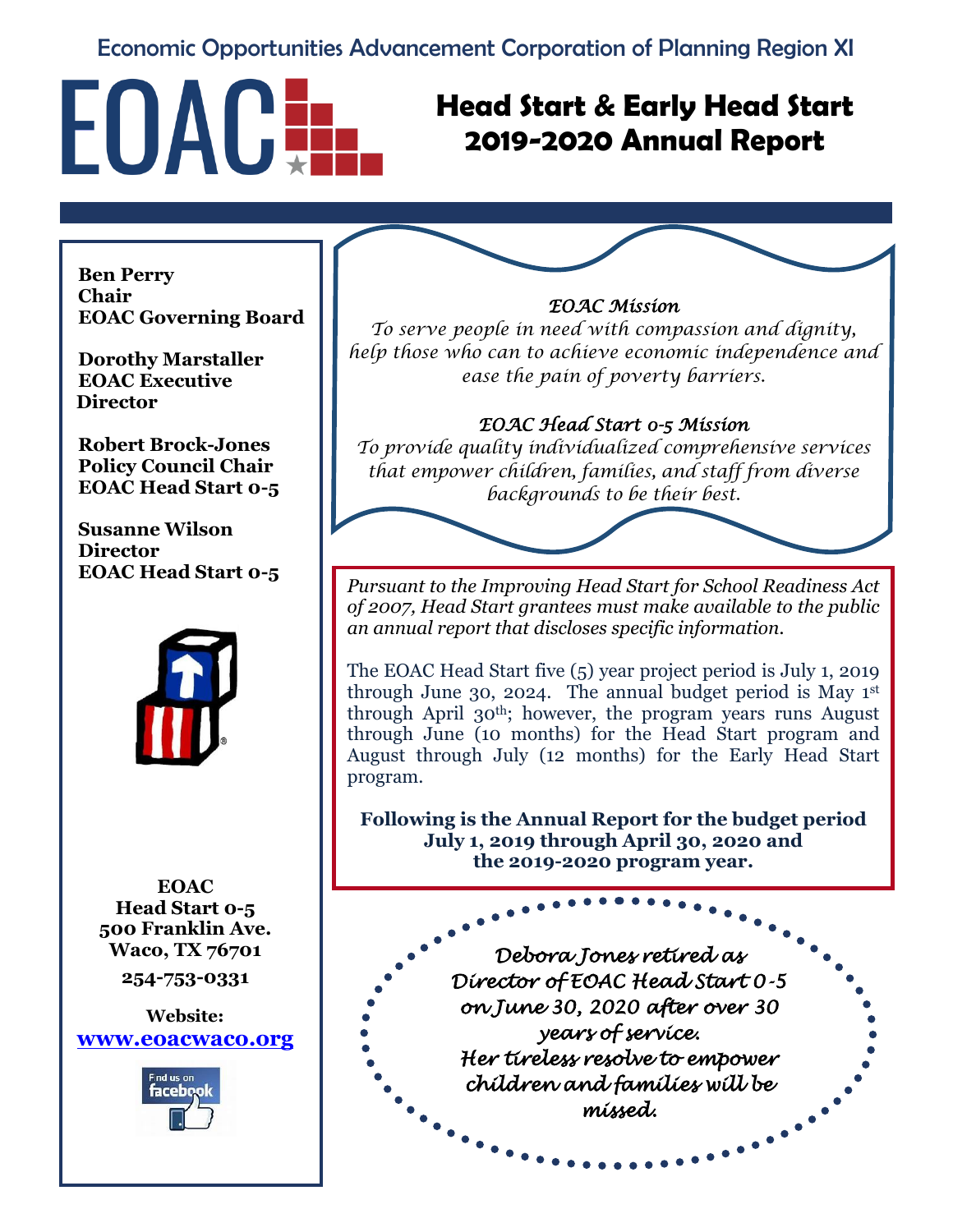Economic Opportunities Advancement Corporation of Planning Region XI

# EOAC

# Head Start & Early Head Start 2019-2020 Annual Report

**Ben Perry**
**Chair**
**EOAC Governing Board**

**Dorothy Marstaller**
**EOAC Executive Director**

**Robert Brock-Jones**
**Policy Council Chair**
**EOAC Head Start 0-5**

**Susanne Wilson**
**Director**
**EOAC Head Start 0-5**

*EOAC Mission*

*To serve people in need with compassion and dignity, help those who can to achieve economic independence and ease the pain of poverty barriers.*

*EOAC Head Start 0-5 Mission*

*To provide quality individualized comprehensive services that empower children, families, and staff from diverse backgrounds to be their best.*

*Pursuant to the Improving Head Start for School Readiness Act of 2007, Head Start grantees must make available to the public an annual report that discloses specific information.*

The EOAC Head Start five (5) year project period is July 1, 2019 through June 30, 2024. The annual budget period is May 1st through April 30th; however, the program years runs August through June (10 months) for the Head Start program and August through July (12 months) for the Early Head Start program.

**Following is the Annual Report for the budget period July 1, 2019 through April 30, 2020 and the 2019-2020 program year.**

*Debora Jones retired as Director of EOAC Head Start 0-5 on June 30, 2020 after over 30 years of service. Her tireless resolve to empower children and families will be missed.*

**EOAC**
**Head Start 0-5**
**500 Franklin Ave.**
**Waco, TX 76701**

**254-753-0331**

**Website:**
**www.eoacwaco.org**

Find us on facebook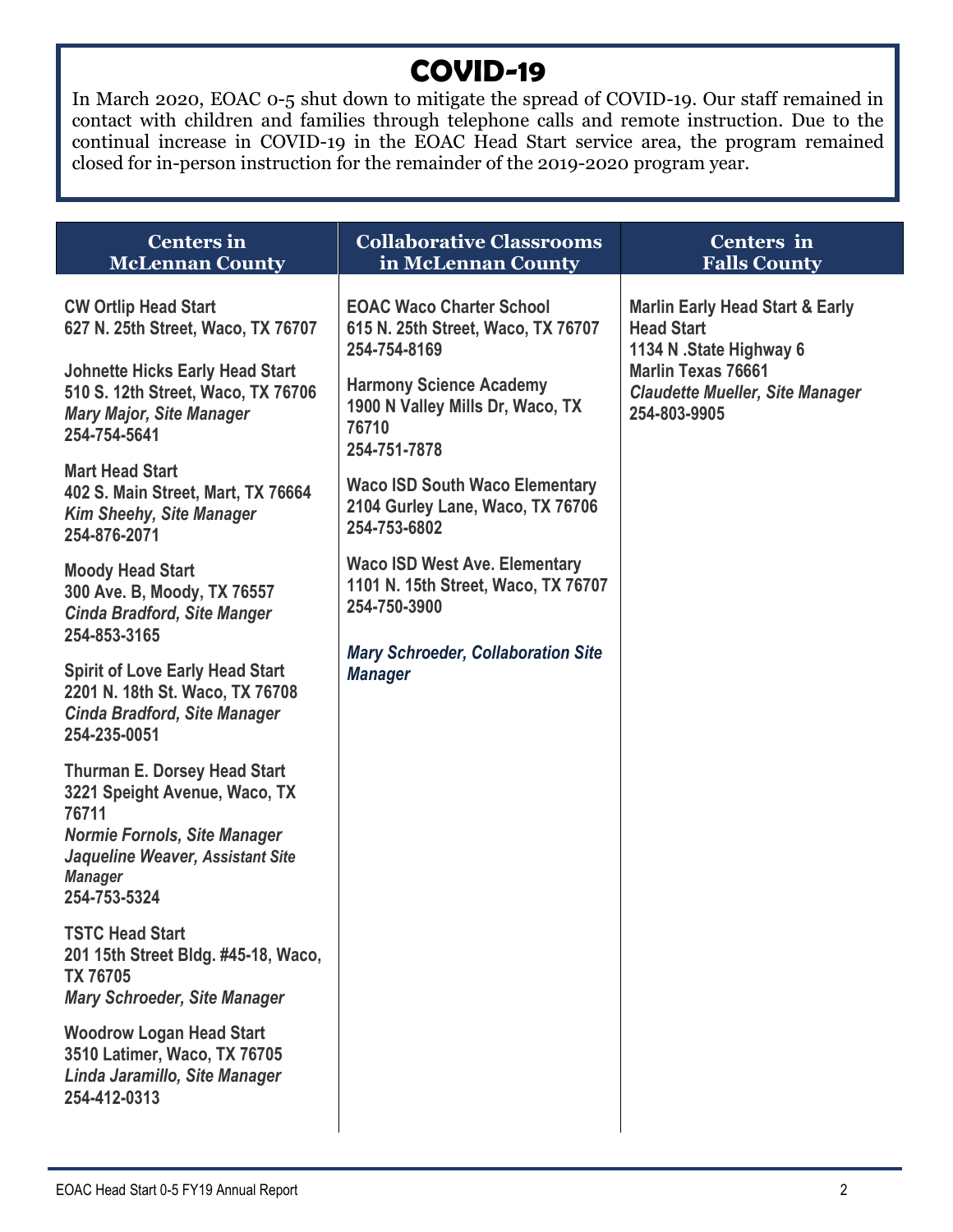# COVID-19

In March 2020, EOAC 0-5 shut down to mitigate the spread of COVID-19. Our staff remained in contact with children and families through telephone calls and remote instruction. Due to the continual increase in COVID-19 in the EOAC Head Start service area, the program remained closed for in-person instruction for the remainder of the 2019-2020 program year.

## Centers in McLennan County

**CW Ortlip Head Start**
**627 N. 25th Street, Waco, TX 76707**

**Johnette Hicks Early Head Start**
**510 S. 12th Street, Waco, TX 76706**
***Mary Major, Site Manager***
**254-754-5641**

**Mart Head Start**
**402 S. Main Street, Mart, TX 76664**
***Kim Sheehy, Site Manager***
**254-876-2071**

**Moody Head Start**
**300 Ave. B, Moody, TX 76557**
***Cinda Bradford, Site Manger***
**254-853-3165**

**Spirit of Love Early Head Start**
**2201 N. 18th St. Waco, TX 76708**
***Cinda Bradford, Site Manager***
**254-235-0051**

**Thurman E. Dorsey Head Start**
**3221 Speight Avenue, Waco, TX 76711**
***Normie Fornols, Site Manager***
***Jaqueline Weaver, Assistant Site Manager***
**254-753-5324**

**TSTC Head Start**
**201 15th Street Bldg. #45-18, Waco, TX 76705**
***Mary Schroeder, Site Manager***

**Woodrow Logan Head Start**
**3510 Latimer, Waco, TX 76705**
***Linda Jaramillo, Site Manager***
**254-412-0313**

## Collaborative Classrooms in McLennan County

**EOAC Waco Charter School**
**615 N. 25th Street, Waco, TX 76707**
**254-754-8169**

**Harmony Science Academy**
**1900 N Valley Mills Dr, Waco, TX 76710**
**254-751-7878**

**Waco ISD South Waco Elementary**
**2104 Gurley Lane, Waco, TX 76706**
**254-753-6802**

**Waco ISD West Ave. Elementary**
**1101 N. 15th Street, Waco, TX 76707**
**254-750-3900**

***Mary Schroeder, Collaboration Site Manager***

## Centers in Falls County

**Marlin Early Head Start & Early Head Start**
**1134 N .State Highway 6**
**Marlin Texas 76661**
***Claudette Mueller, Site Manager***
**254-803-9905**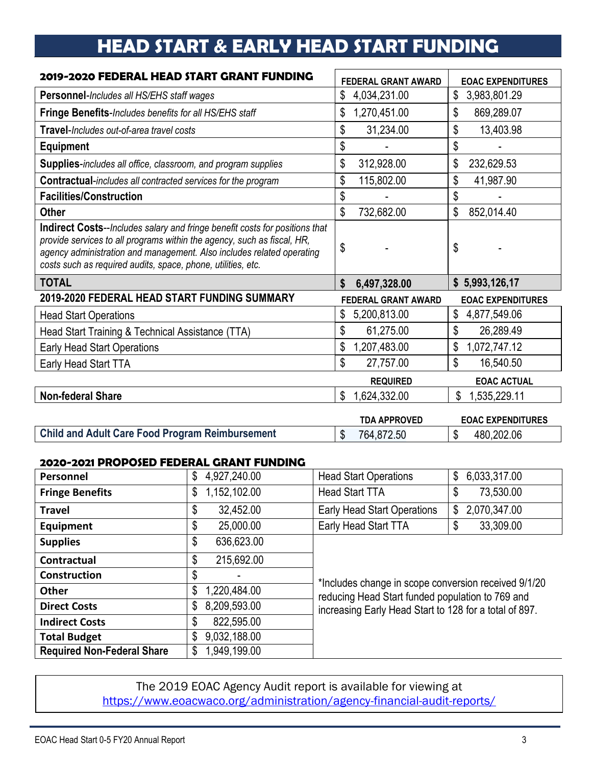# HEAD START & EARLY HEAD START FUNDING

| 2019-2020 FEDERAL HEAD START GRANT FUNDING | FEDERAL GRANT AWARD | EOAC EXPENDITURES |
|---|---|---|
| **Personnel**-*Includes all HS/EHS staff wages* | $ 4,034,231.00 | $ 3,983,801.29 |
| **Fringe Benefits**-*Includes benefits for all HS/EHS staff* | $ 1,270,451.00 | $ 869,289.07 |
| **Travel**-*Includes out-of-area travel costs* | $ 31,234.00 | $ 13,403.98 |
| **Equipment** | $ - | $ - |
| **Supplies**-*includes all office, classroom, and program supplies* | $ 312,928.00 | $ 232,629.53 |
| **Contractual**-*includes all contracted services for the program* | $ 115,802.00 | $ 41,987.90 |
| **Facilities/Construction** | $ - | $ - |
| **Other** | $ 732,682.00 | $ 852,014.40 |
| **Indirect Costs**--*Includes salary and fringe benefit costs for positions that provide services to all programs within the agency, such as fiscal, HR, agency administration and management. Also includes related operating costs such as required audits, space, phone, utilities, etc.* | $ - | $ - |
| **TOTAL** | **$ 6,497,328.00** | **$ 5,993,126,17** |

| 2019-2020 FEDERAL HEAD START FUNDING SUMMARY | FEDERAL GRANT AWARD | EOAC EXPENDITURES |
|---|---|---|
| Head Start Operations | $ 5,200,813.00 | $ 4,877,549.06 |
| Head Start Training & Technical Assistance (TTA) | $ 61,275.00 | $ 26,289.49 |
| Early Head Start Operations | $ 1,207,483.00 | $ 1,072,747.12 |
| Early Head Start TTA | $ 27,757.00 | $ 16,540.50 |

| | REQUIRED | EOAC ACTUAL |
|---|---|---|
| **Non-federal Share** | $ 1,624,332.00 | $ 1,535,229.11 |

| | TDA APPROVED | EOAC EXPENDITURES |
|---|---|---|
| **Child and Adult Care Food Program Reimbursement** | $ 764,872.50 | $ 480,202.06 |

## 2020-2021 PROPOSED FEDERAL GRANT FUNDING

| Category | Amount |
|---|---|
| **Personnel** | $ 4,927,240.00 |
| **Fringe Benefits** | $ 1,152,102.00 |
| **Travel** | $ 32,452.00 |
| **Equipment** | $ 25,000.00 |
| **Supplies** | $ 636,623.00 |
| **Contractual** | $ 215,692.00 |
| **Construction** | $ - |
| **Other** | $ 1,220,484.00 |
| **Direct Costs** | $ 8,209,593.00 |
| **Indirect Costs** | $ 822,595.00 |
| **Total Budget** | $ 9,032,188.00 |
| **Required Non-Federal Share** | $ 1,949,199.00 |

| Program | Amount |
|---|---|
| Head Start Operations | $ 6,033,317.00 |
| Head Start TTA | $ 73,530.00 |
| Early Head Start Operations | $ 2,070,347.00 |
| Early Head Start TTA | $ 33,309.00 |

*Includes change in scope conversion received 9/1/20 reducing Head Start funded population to 769 and increasing Early Head Start to 128 for a total of 897.

The 2019 EOAC Agency Audit report is available for viewing at https://www.eoacwaco.org/administration/agency-financial-audit-reports/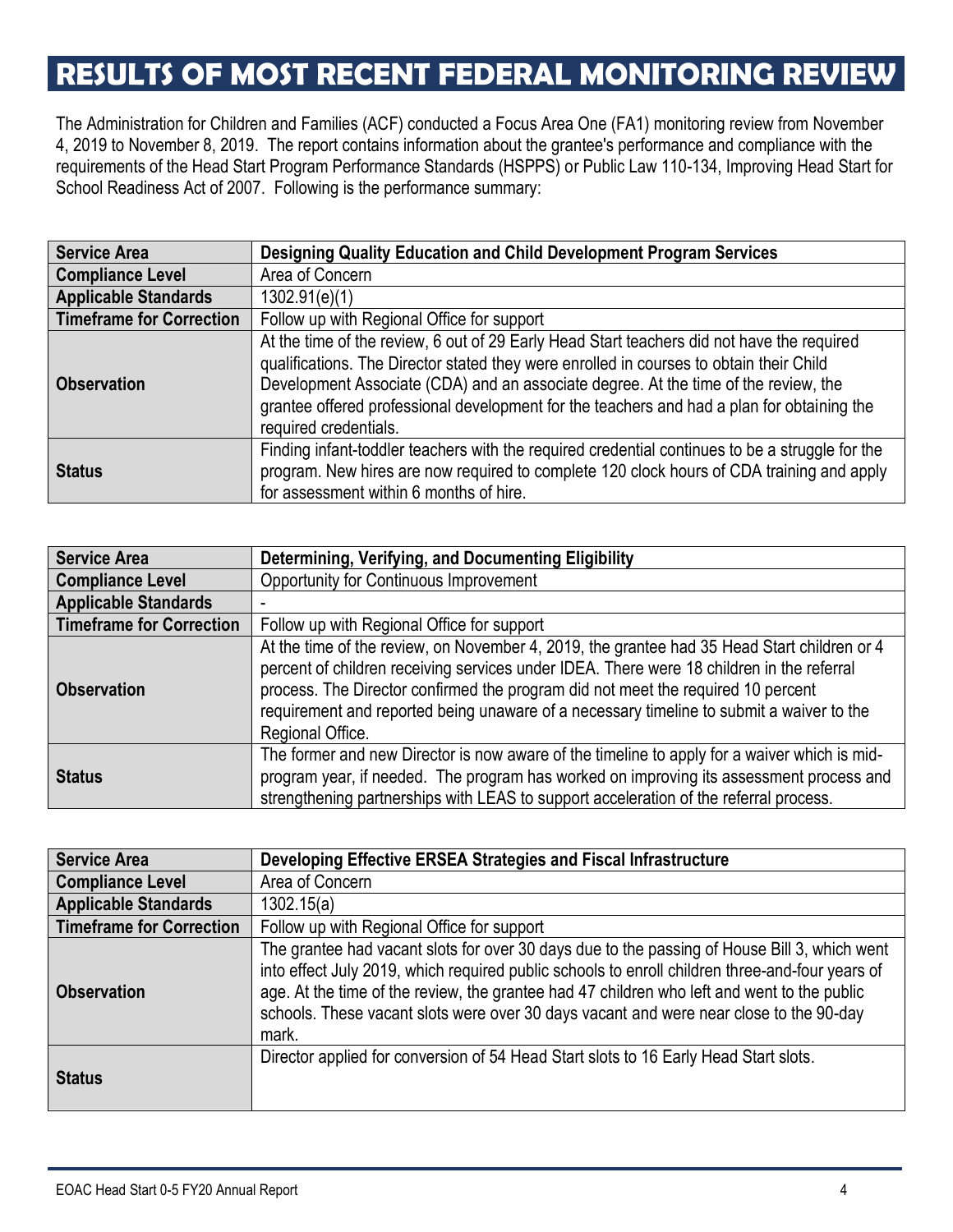# RESULTS OF MOST RECENT FEDERAL MONITORING REVIEW

The Administration for Children and Families (ACF) conducted a Focus Area One (FA1) monitoring review from November 4, 2019 to November 8, 2019. The report contains information about the grantee's performance and compliance with the requirements of the Head Start Program Performance Standards (HSPPS) or Public Law 110-134, Improving Head Start for School Readiness Act of 2007. Following is the performance summary:

| **Service Area** | **Designing Quality Education and Child Development Program Services** |
|---|---|
| **Compliance Level** | Area of Concern |
| **Applicable Standards** | 1302.91(e)(1) |
| **Timeframe for Correction** | Follow up with Regional Office for support |
| **Observation** | At the time of the review, 6 out of 29 Early Head Start teachers did not have the required qualifications. The Director stated they were enrolled in courses to obtain their Child Development Associate (CDA) and an associate degree. At the time of the review, the grantee offered professional development for the teachers and had a plan for obtaining the required credentials. |
| **Status** | Finding infant-toddler teachers with the required credential continues to be a struggle for the program. New hires are now required to complete 120 clock hours of CDA training and apply for assessment within 6 months of hire. |

| **Service Area** | **Determining, Verifying, and Documenting Eligibility** |
|---|---|
| **Compliance Level** | Opportunity for Continuous Improvement |
| **Applicable Standards** | - |
| **Timeframe for Correction** | Follow up with Regional Office for support |
| **Observation** | At the time of the review, on November 4, 2019, the grantee had 35 Head Start children or 4 percent of children receiving services under IDEA. There were 18 children in the referral process. The Director confirmed the program did not meet the required 10 percent requirement and reported being unaware of a necessary timeline to submit a waiver to the Regional Office. |
| **Status** | The former and new Director is now aware of the timeline to apply for a waiver which is mid-program year, if needed. The program has worked on improving its assessment process and strengthening partnerships with LEAS to support acceleration of the referral process. |

| **Service Area** | **Developing Effective ERSEA Strategies and Fiscal Infrastructure** |
|---|---|
| **Compliance Level** | Area of Concern |
| **Applicable Standards** | 1302.15(a) |
| **Timeframe for Correction** | Follow up with Regional Office for support |
| **Observation** | The grantee had vacant slots for over 30 days due to the passing of House Bill 3, which went into effect July 2019, which required public schools to enroll children three-and-four years of age. At the time of the review, the grantee had 47 children who left and went to the public schools. These vacant slots were over 30 days vacant and were near close to the 90-day mark. |
| **Status** | Director applied for conversion of 54 Head Start slots to 16 Early Head Start slots. |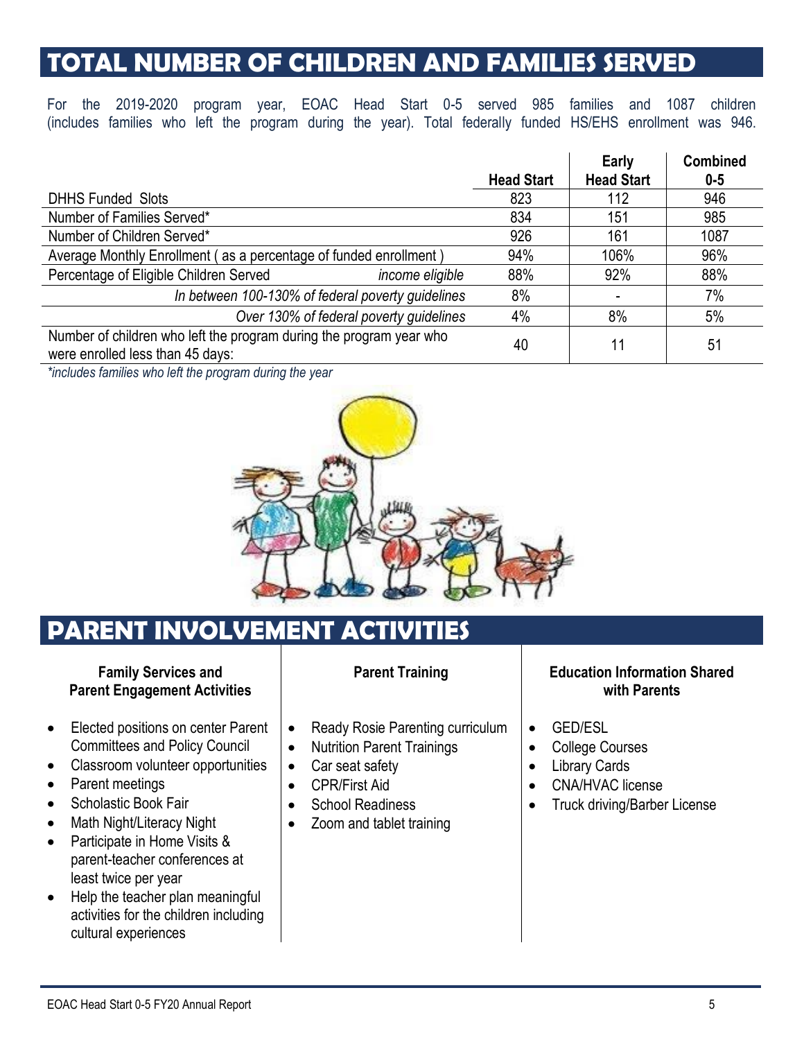# TOTAL NUMBER OF CHILDREN AND FAMILIES SERVED

For the 2019-2020 program year, EOAC Head Start 0-5 served 985 families and 1087 children (includes families who left the program during the year). Total federally funded HS/EHS enrollment was 946.

| | | Head Start | Early Head Start | Combined 0-5 |
|---|---|---|---|---|
| DHHS Funded Slots | | 823 | 112 | 946 |
| Number of Families Served* | | 834 | 151 | 985 |
| Number of Children Served* | | 926 | 161 | 1087 |
| Average Monthly Enrollment ( as a percentage of funded enrollment ) | | 94% | 106% | 96% |
| Percentage of Eligible Children Served | *income eligible* | 88% | 92% | 88% |
| | *In between 100-130% of federal poverty guidelines* | 8% | - | 7% |
| | *Over 130% of federal poverty guidelines* | 4% | 8% | 5% |
| Number of children who left the program during the program year who were enrolled less than 45 days: | | 40 | 11 | 51 |

*\*includes families who left the program during the year*

# PARENT INVOLVEMENT ACTIVITIES

**Family Services and Parent Engagement Activities**

- Elected positions on center Parent Committees and Policy Council
- Classroom volunteer opportunities
- Parent meetings
- Scholastic Book Fair
- Math Night/Literacy Night
- Participate in Home Visits & parent-teacher conferences at least twice per year
- Help the teacher plan meaningful activities for the children including cultural experiences

**Parent Training**

- Ready Rosie Parenting curriculum
- Nutrition Parent Trainings
- Car seat safety
- CPR/First Aid
- School Readiness
- Zoom and tablet training

**Education Information Shared with Parents**

- GED/ESL
- College Courses
- Library Cards
- CNA/HVAC license
- Truck driving/Barber License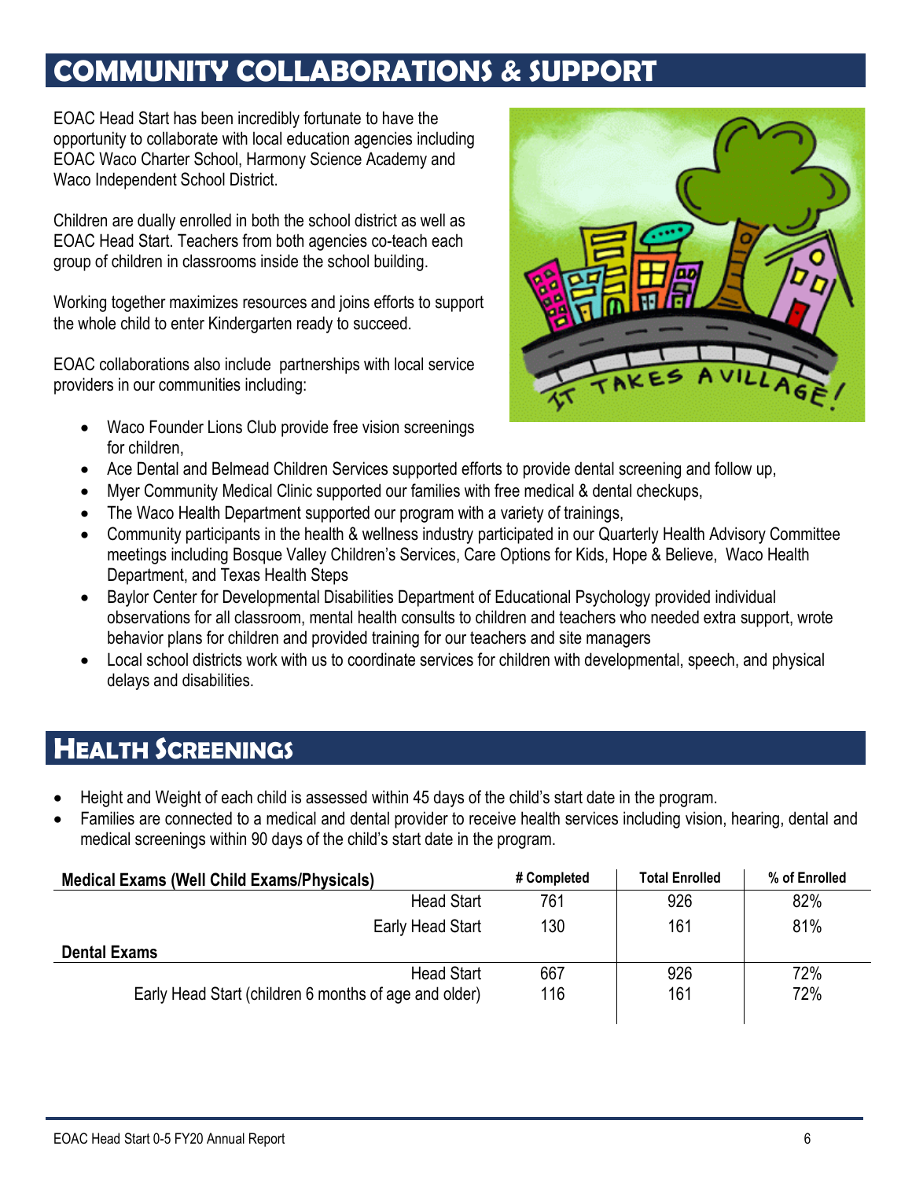## COMMUNITY COLLABORATIONS & SUPPORT

EOAC Head Start has been incredibly fortunate to have the opportunity to collaborate with local education agencies including EOAC Waco Charter School, Harmony Science Academy and Waco Independent School District.

Children are dually enrolled in both the school district as well as EOAC Head Start. Teachers from both agencies co-teach each group of children in classrooms inside the school building.

Working together maximizes resources and joins efforts to support the whole child to enter Kindergarten ready to succeed.

EOAC collaborations also include partnerships with local service providers in our communities including:

- Waco Founder Lions Club provide free vision screenings for children,
- Ace Dental and Belmead Children Services supported efforts to provide dental screening and follow up,
- Myer Community Medical Clinic supported our families with free medical & dental checkups,
- The Waco Health Department supported our program with a variety of trainings,
- Community participants in the health & wellness industry participated in our Quarterly Health Advisory Committee meetings including Bosque Valley Children's Services, Care Options for Kids, Hope & Believe, Waco Health Department, and Texas Health Steps
- Baylor Center for Developmental Disabilities Department of Educational Psychology provided individual observations for all classroom, mental health consults to children and teachers who needed extra support, wrote behavior plans for children and provided training for our teachers and site managers
- Local school districts work with us to coordinate services for children with developmental, speech, and physical delays and disabilities.

## HEALTH SCREENINGS

- Height and Weight of each child is assessed within 45 days of the child's start date in the program.
- Families are connected to a medical and dental provider to receive health services including vision, hearing, dental and medical screenings within 90 days of the child's start date in the program.

| Medical Exams (Well Child Exams/Physicals) | # Completed | Total Enrolled | % of Enrolled |
|---|---|---|---|
| Head Start | 761 | 926 | 82% |
| Early Head Start | 130 | 161 | 81% |
| **Dental Exams** | | | |
| Head Start | 667 | 926 | 72% |
| Early Head Start (children 6 months of age and older) | 116 | 161 | 72% |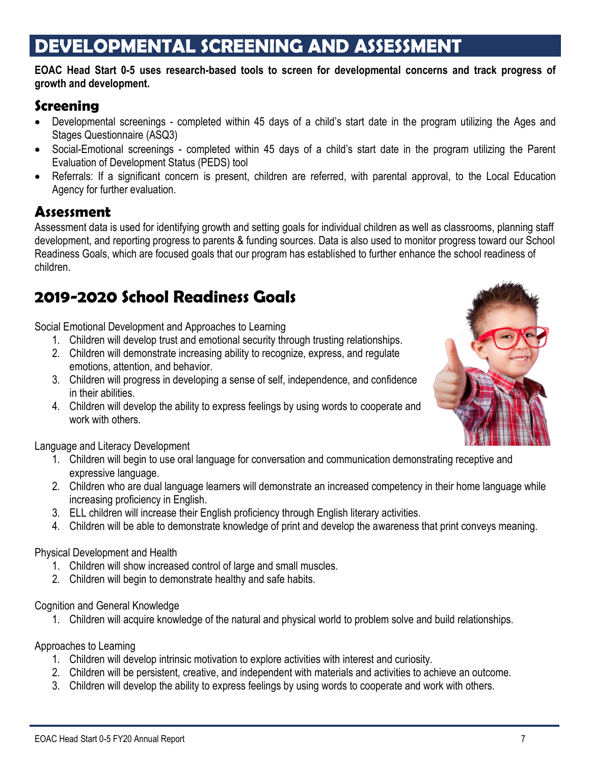# DEVELOPMENTAL SCREENING AND ASSESSMENT

**EOAC Head Start 0-5 uses research-based tools to screen for developmental concerns and track progress of growth and development.**

## Screening

- Developmental screenings - completed within 45 days of a child's start date in the program utilizing the Ages and Stages Questionnaire (ASQ3)
- Social-Emotional screenings - completed within 45 days of a child's start date in the program utilizing the Parent Evaluation of Development Status (PEDS) tool
- Referrals: If a significant concern is present, children are referred, with parental approval, to the Local Education Agency for further evaluation.

## Assessment

Assessment data is used for identifying growth and setting goals for individual children as well as classrooms, planning staff development, and reporting progress to parents & funding sources. Data is also used to monitor progress toward our School Readiness Goals, which are focused goals that our program has established to further enhance the school readiness of children.

## 2019-2020 School Readiness Goals

Social Emotional Development and Approaches to Learning

1. Children will develop trust and emotional security through trusting relationships.
2. Children will demonstrate increasing ability to recognize, express, and regulate emotions, attention, and behavior.
3. Children will progress in developing a sense of self, independence, and confidence in their abilities.
4. Children will develop the ability to express feelings by using words to cooperate and work with others.

Language and Literacy Development

1. Children will begin to use oral language for conversation and communication demonstrating receptive and expressive language.
2. Children who are dual language learners will demonstrate an increased competency in their home language while increasing proficiency in English.
3. ELL children will increase their English proficiency through English literary activities.
4. Children will be able to demonstrate knowledge of print and develop the awareness that print conveys meaning.

Physical Development and Health

1. Children will show increased control of large and small muscles.
2. Children will begin to demonstrate healthy and safe habits.

Cognition and General Knowledge

1. Children will acquire knowledge of the natural and physical world to problem solve and build relationships.

Approaches to Learning

1. Children will develop intrinsic motivation to explore activities with interest and curiosity.
2. Children will be persistent, creative, and independent with materials and activities to achieve an outcome.
3. Children will develop the ability to express feelings by using words to cooperate and work with others.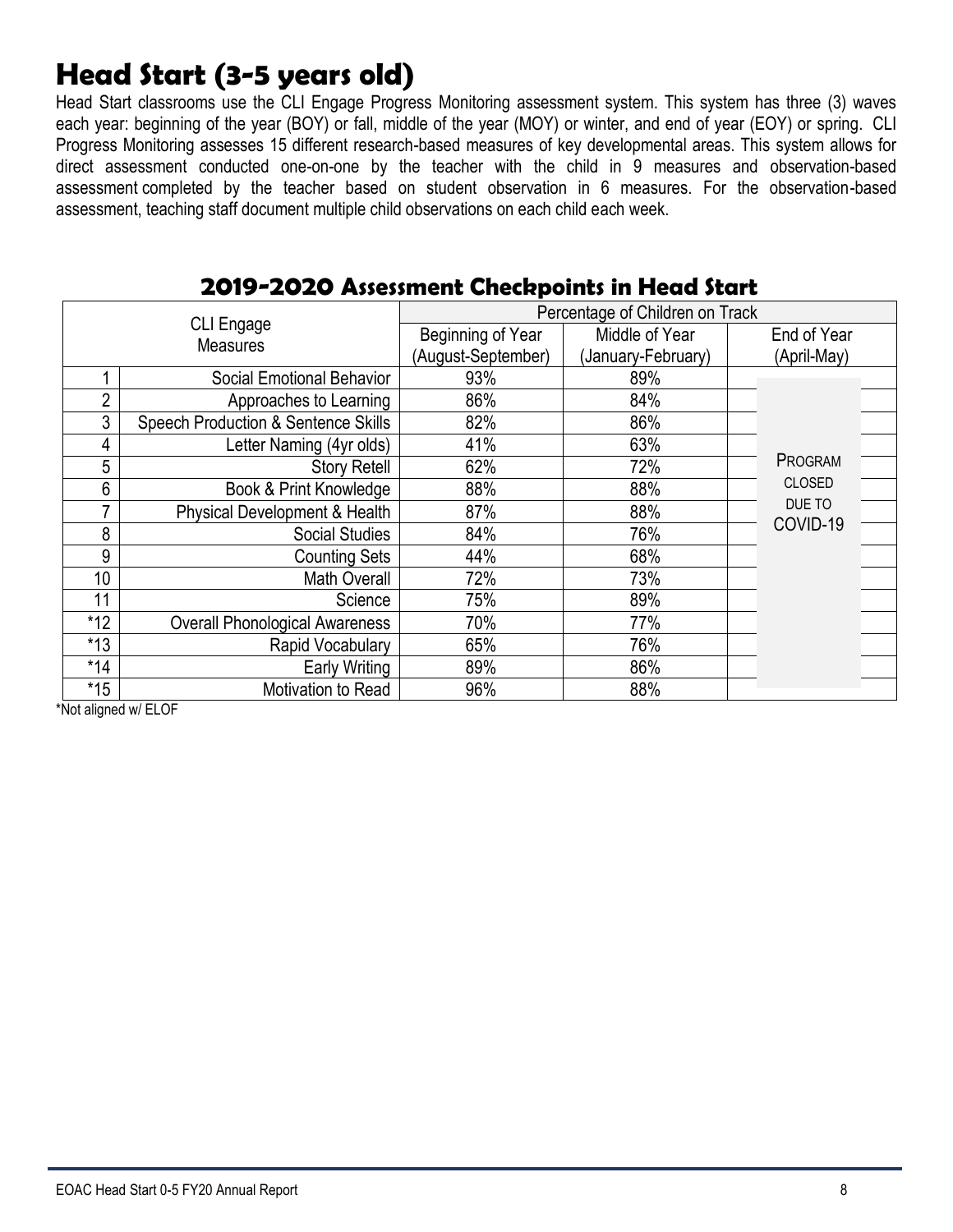# Head Start (3-5 years old)

Head Start classrooms use the CLI Engage Progress Monitoring assessment system. This system has three (3) waves each year: beginning of the year (BOY) or fall, middle of the year (MOY) or winter, and end of year (EOY) or spring. CLI Progress Monitoring assesses 15 different research-based measures of key developmental areas. This system allows for direct assessment conducted one-on-one by the teacher with the child in 9 measures and observation-based assessment completed by the teacher based on student observation in 6 measures. For the observation-based assessment, teaching staff document multiple child observations on each child each week.

## 2019-2020 Assessment Checkpoints in Head Start

| CLI Engage Measures | | Percentage of Children on Track | | |
|---|---|---|---|---|
| | | Beginning of Year (August-September) | Middle of Year (January-February) | End of Year (April-May) |
| 1 | Social Emotional Behavior | 93% | 89% | Program closed due to COVID-19 |
| 2 | Approaches to Learning | 86% | 84% | |
| 3 | Speech Production & Sentence Skills | 82% | 86% | |
| 4 | Letter Naming (4yr olds) | 41% | 63% | |
| 5 | Story Retell | 62% | 72% | |
| 6 | Book & Print Knowledge | 88% | 88% | |
| 7 | Physical Development & Health | 87% | 88% | |
| 8 | Social Studies | 84% | 76% | |
| 9 | Counting Sets | 44% | 68% | |
| 10 | Math Overall | 72% | 73% | |
| 11 | Science | 75% | 89% | |
| *12 | Overall Phonological Awareness | 70% | 77% | |
| *13 | Rapid Vocabulary | 65% | 76% | |
| *14 | Early Writing | 89% | 86% | |
| *15 | Motivation to Read | 96% | 88% | |

*Not aligned w/ ELOF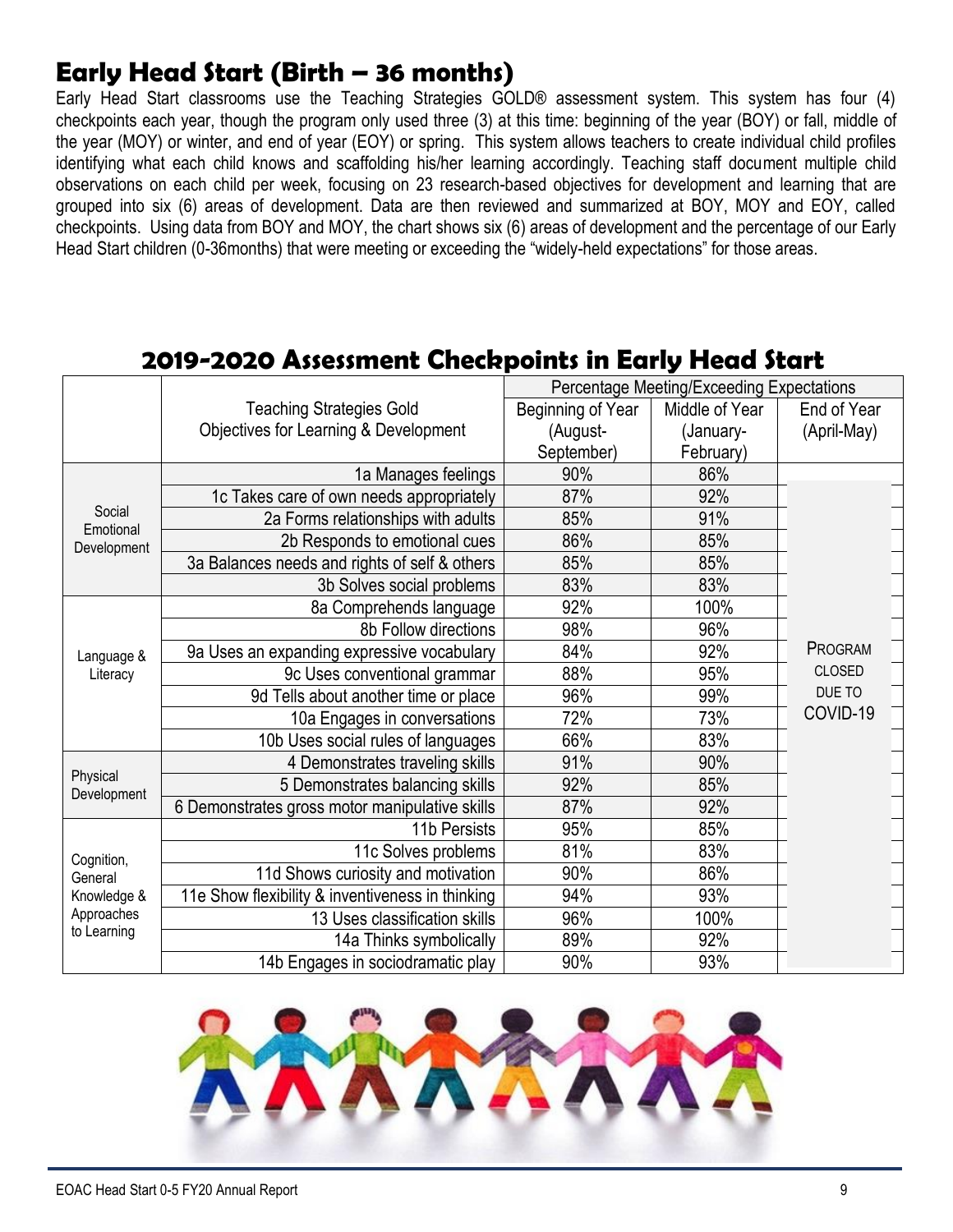## Early Head Start (Birth – 36 months)

Early Head Start classrooms use the Teaching Strategies GOLD® assessment system. This system has four (4) checkpoints each year, though the program only used three (3) at this time: beginning of the year (BOY) or fall, middle of the year (MOY) or winter, and end of year (EOY) or spring. This system allows teachers to create individual child profiles identifying what each child knows and scaffolding his/her learning accordingly. Teaching staff document multiple child observations on each child per week, focusing on 23 research-based objectives for development and learning that are grouped into six (6) areas of development. Data are then reviewed and summarized at BOY, MOY and EOY, called checkpoints. Using data from BOY and MOY, the chart shows six (6) areas of development and the percentage of our Early Head Start children (0-36months) that were meeting or exceeding the "widely-held expectations" for those areas.

## 2019-2020 Assessment Checkpoints in Early Head Start

| | Teaching Strategies Gold Objectives for Learning & Development | Percentage Meeting/Exceeding Expectations | | |
|---|---|---|---|---|
| | | Beginning of Year (August-September) | Middle of Year (January-February) | End of Year (April-May) |
| Social Emotional Development | 1a Manages feelings | 90% | 86% | PROGRAM CLOSED DUE TO COVID-19 |
| | 1c Takes care of own needs appropriately | 87% | 92% | |
| | 2a Forms relationships with adults | 85% | 91% | |
| | 2b Responds to emotional cues | 86% | 85% | |
| | 3a Balances needs and rights of self & others | 85% | 85% | |
| | 3b Solves social problems | 83% | 83% | |
| Language & Literacy | 8a Comprehends language | 92% | 100% | |
| | 8b Follow directions | 98% | 96% | |
| | 9a Uses an expanding expressive vocabulary | 84% | 92% | |
| | 9c Uses conventional grammar | 88% | 95% | |
| | 9d Tells about another time or place | 96% | 99% | |
| | 10a Engages in conversations | 72% | 73% | |
| | 10b Uses social rules of languages | 66% | 83% | |
| Physical Development | 4 Demonstrates traveling skills | 91% | 90% | |
| | 5 Demonstrates balancing skills | 92% | 85% | |
| | 6 Demonstrates gross motor manipulative skills | 87% | 92% | |
| Cognition, General Knowledge & Approaches to Learning | 11b Persists | 95% | 85% | |
| | 11c Solves problems | 81% | 83% | |
| | 11d Shows curiosity and motivation | 90% | 86% | |
| | 11e Show flexibility & inventiveness in thinking | 94% | 93% | |
| | 13 Uses classification skills | 96% | 100% | |
| | 14a Thinks symbolically | 89% | 92% | |
| | 14b Engages in sociodramatic play | 90% | 93% | |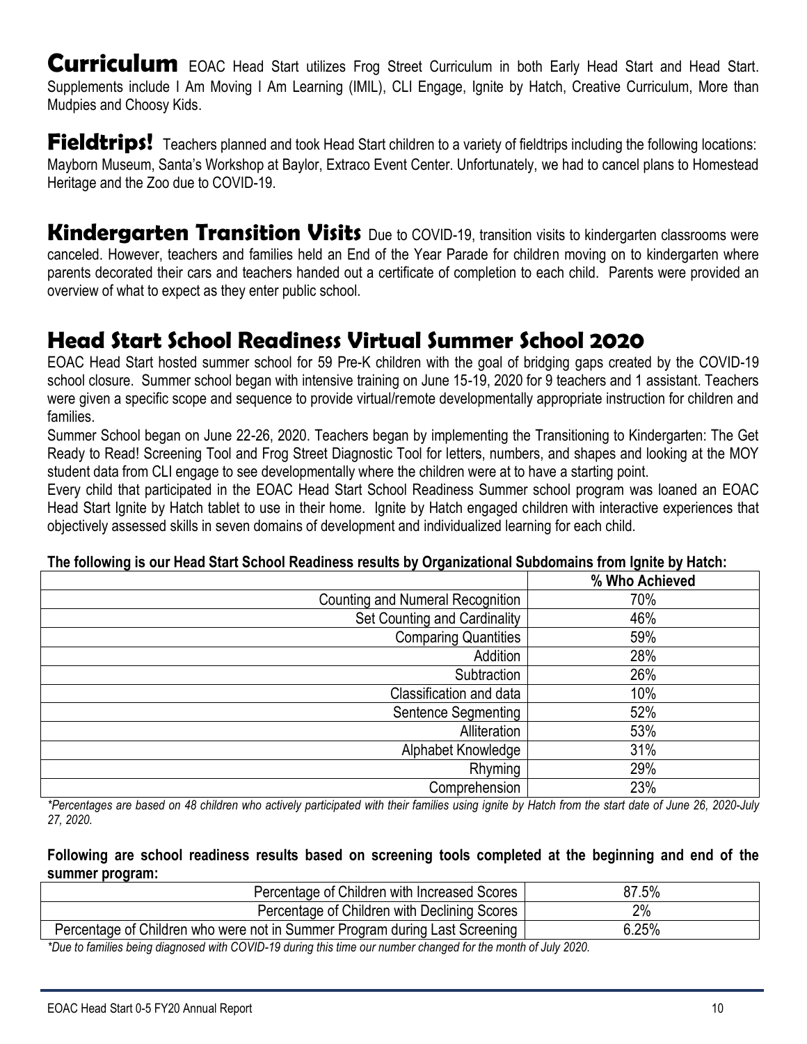**Curriculum** EOAC Head Start utilizes Frog Street Curriculum in both Early Head Start and Head Start. Supplements include I Am Moving I Am Learning (IMIL), CLI Engage, Ignite by Hatch, Creative Curriculum, More than Mudpies and Choosy Kids.

**Fieldtrips!** Teachers planned and took Head Start children to a variety of fieldtrips including the following locations: Mayborn Museum, Santa's Workshop at Baylor, Extraco Event Center. Unfortunately, we had to cancel plans to Homestead Heritage and the Zoo due to COVID-19.

**Kindergarten Transition Visits** Due to COVID-19, transition visits to kindergarten classrooms were canceled. However, teachers and families held an End of the Year Parade for children moving on to kindergarten where parents decorated their cars and teachers handed out a certificate of completion to each child. Parents were provided an overview of what to expect as they enter public school.

## Head Start School Readiness Virtual Summer School 2020

EOAC Head Start hosted summer school for 59 Pre-K children with the goal of bridging gaps created by the COVID-19 school closure. Summer school began with intensive training on June 15-19, 2020 for 9 teachers and 1 assistant. Teachers were given a specific scope and sequence to provide virtual/remote developmentally appropriate instruction for children and families.

Summer School began on June 22-26, 2020. Teachers began by implementing the Transitioning to Kindergarten: The Get Ready to Read! Screening Tool and Frog Street Diagnostic Tool for letters, numbers, and shapes and looking at the MOY student data from CLI engage to see developmentally where the children were at to have a starting point.

Every child that participated in the EOAC Head Start School Readiness Summer school program was loaned an EOAC Head Start Ignite by Hatch tablet to use in their home. Ignite by Hatch engaged children with interactive experiences that objectively assessed skills in seven domains of development and individualized learning for each child.

**The following is our Head Start School Readiness results by Organizational Subdomains from Ignite by Hatch:**

| | % Who Achieved |
|---|---|
| Counting and Numeral Recognition | 70% |
| Set Counting and Cardinality | 46% |
| Comparing Quantities | 59% |
| Addition | 28% |
| Subtraction | 26% |
| Classification and data | 10% |
| Sentence Segmenting | 52% |
| Alliteration | 53% |
| Alphabet Knowledge | 31% |
| Rhyming | 29% |
| Comprehension | 23% |

*\*Percentages are based on 48 children who actively participated with their families using ignite by Hatch from the start date of June 26, 2020-July 27, 2020.*

**Following are school readiness results based on screening tools completed at the beginning and end of the summer program:**

| | |
|---|---|
| Percentage of Children with Increased Scores | 87.5% |
| Percentage of Children with Declining Scores | 2% |
| Percentage of Children who were not in Summer Program during Last Screening | 6.25% |

*\*Due to families being diagnosed with COVID-19 during this time our number changed for the month of July 2020.*